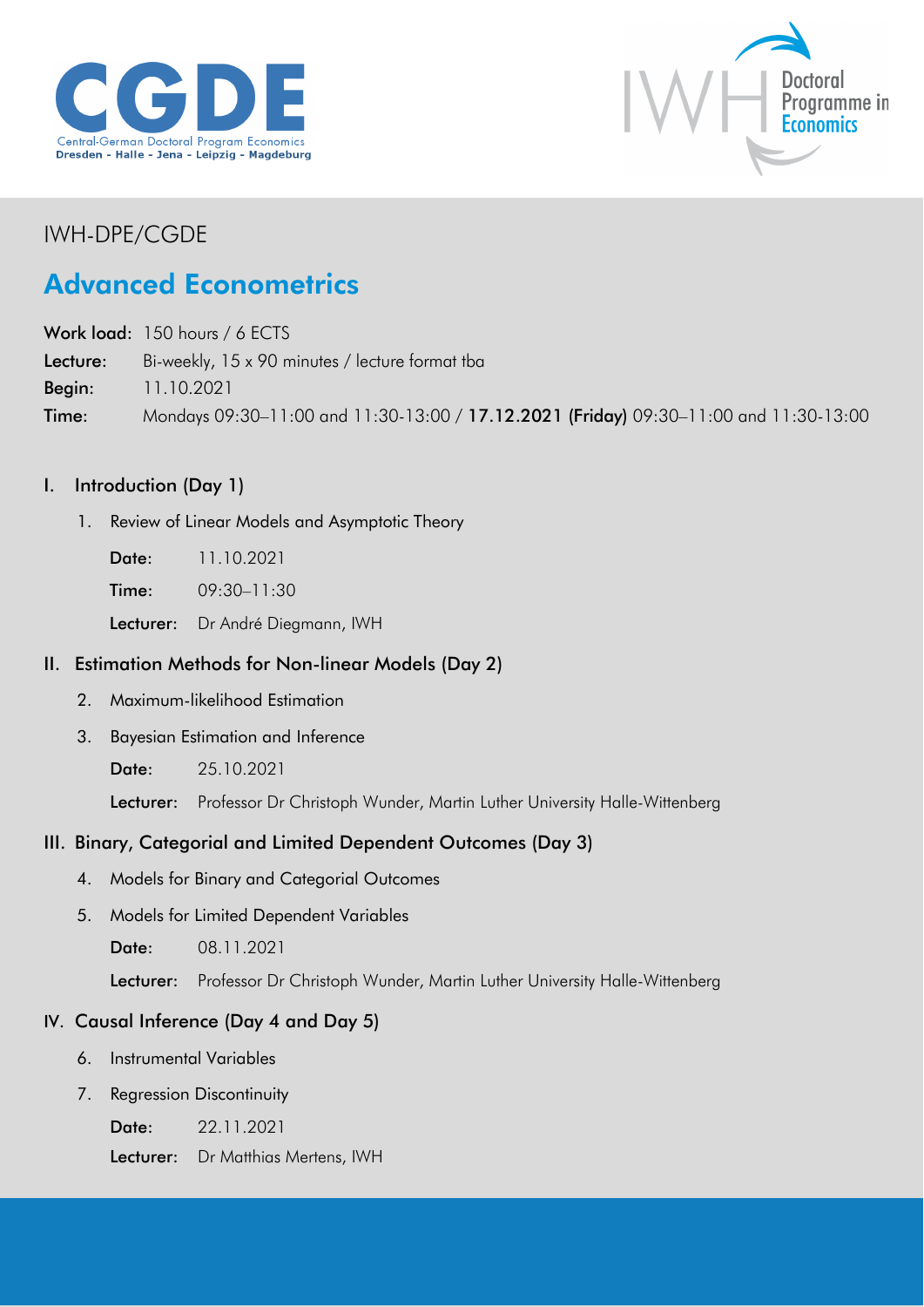CGDE
Central-German Doctoral Program Economics
Dresden - Halle - Jena - Leipzig - Magdeburg

IWH Doctoral Programme in Economics

IWH-DPE/CGDE

# Advanced Econometrics

**Work load:** 150 hours / 6 ECTS
**Lecture:** Bi-weekly, 15 x 90 minutes / lecture format tba
**Begin:** 11.10.2021
**Time:** Mondays 09:30–11:00 and 11:30-13:00 / **17.12.2021 (Friday)** 09:30–11:00 and 11:30-13:00

## I. Introduction (Day 1)

1. Review of Linear Models and Asymptotic Theory

   **Date:** 11.10.2021
   **Time:** 09:30–11:30
   **Lecturer:** Dr André Diegmann, IWH

## II. Estimation Methods for Non-linear Models (Day 2)

2. Maximum-likelihood Estimation
3. Bayesian Estimation and Inference

   **Date:** 25.10.2021
   **Lecturer:** Professor Dr Christoph Wunder, Martin Luther University Halle-Wittenberg

## III. Binary, Categorial and Limited Dependent Outcomes (Day 3)

4. Models for Binary and Categorial Outcomes
5. Models for Limited Dependent Variables

   **Date:** 08.11.2021
   **Lecturer:** Professor Dr Christoph Wunder, Martin Luther University Halle-Wittenberg

## IV. Causal Inference (Day 4 and Day 5)

6. Instrumental Variables
7. Regression Discontinuity

   **Date:** 22.11.2021
   **Lecturer:** Dr Matthias Mertens, IWH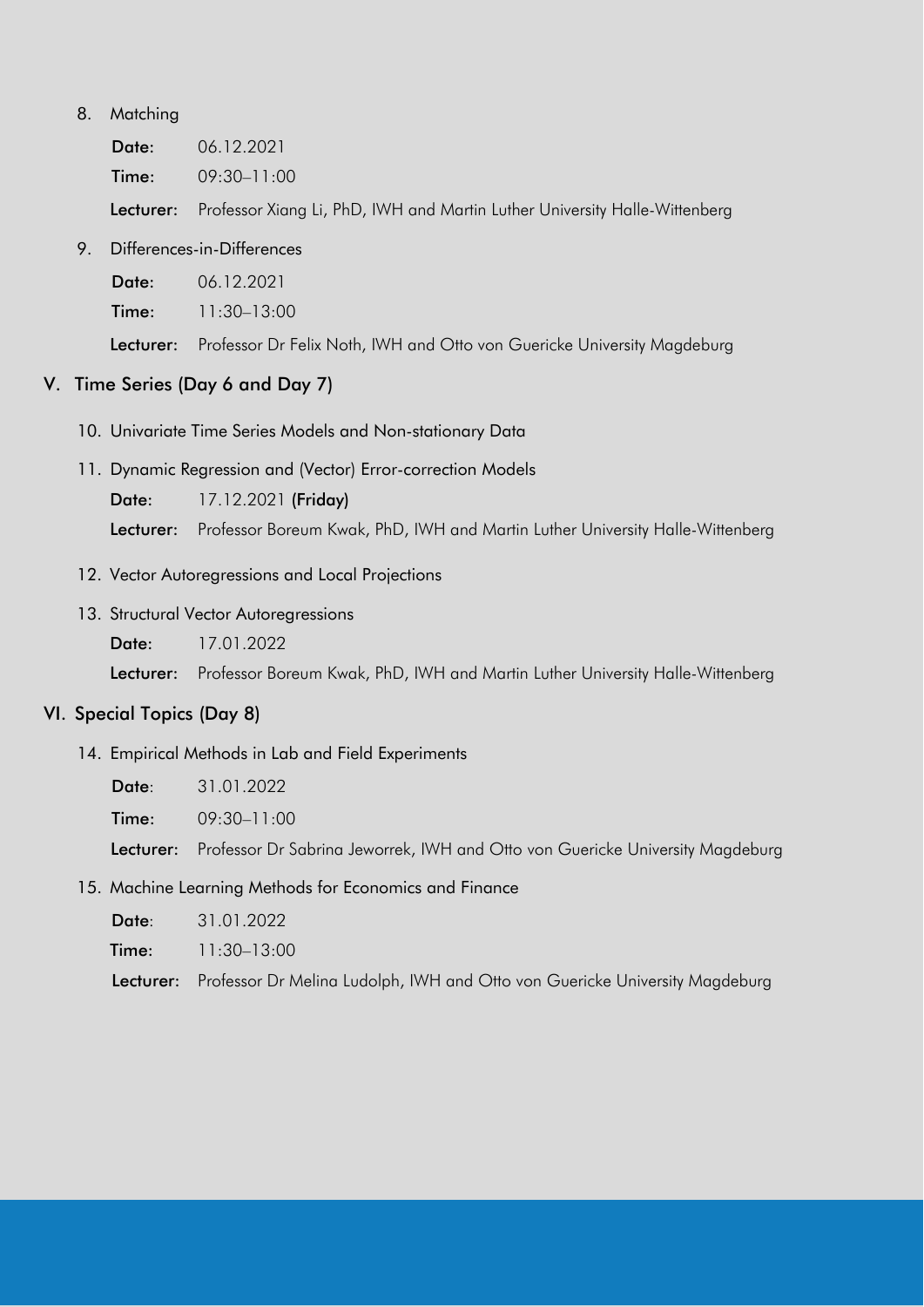8. Matching

   **Date:** 06.12.2021

   **Time:** 09:30–11:00

   **Lecturer:** Professor Xiang Li, PhD, IWH and Martin Luther University Halle-Wittenberg

9. Differences-in-Differences

   **Date:** 06.12.2021

   **Time:** 11:30–13:00

   **Lecturer:** Professor Dr Felix Noth, IWH and Otto von Guericke University Magdeburg

## V. Time Series (Day 6 and Day 7)

10. Univariate Time Series Models and Non-stationary Data

11. Dynamic Regression and (Vector) Error-correction Models

    **Date:** 17.12.2021 **(Friday)**

    **Lecturer:** Professor Boreum Kwak, PhD, IWH and Martin Luther University Halle-Wittenberg

12. Vector Autoregressions and Local Projections

13. Structural Vector Autoregressions

    **Date:** 17.01.2022

    **Lecturer:** Professor Boreum Kwak, PhD, IWH and Martin Luther University Halle-Wittenberg

## VI. Special Topics (Day 8)

14. Empirical Methods in Lab and Field Experiments

    **Date**: 31.01.2022

    **Time:** 09:30–11:00

    **Lecturer:** Professor Dr Sabrina Jeworrek, IWH and Otto von Guericke University Magdeburg

15. Machine Learning Methods for Economics and Finance

    **Date**: 31.01.2022

    **Time:** 11:30–13:00

    **Lecturer:** Professor Dr Melina Ludolph, IWH and Otto von Guericke University Magdeburg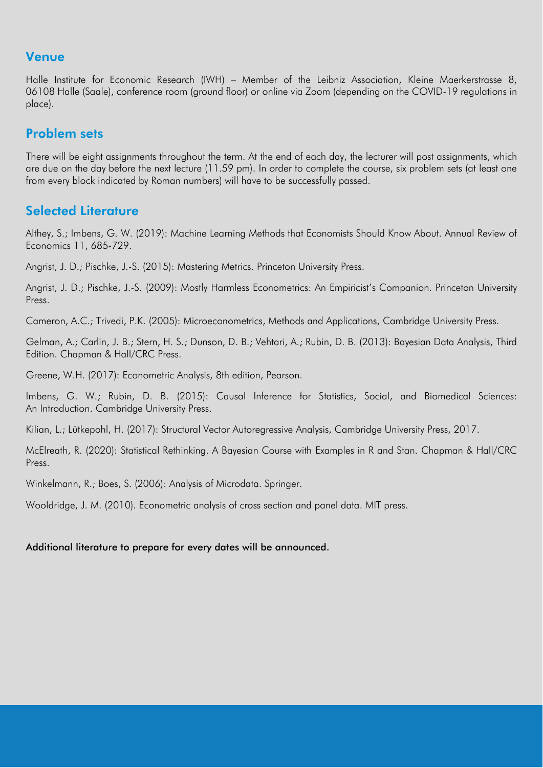## Venue

Halle Institute for Economic Research (IWH) – Member of the Leibniz Association, Kleine Maerkerstrasse 8, 06108 Halle (Saale), conference room (ground floor) or online via Zoom (depending on the COVID-19 regulations in place).

## Problem sets

There will be eight assignments throughout the term. At the end of each day, the lecturer will post assignments, which are due on the day before the next lecture (11.59 pm). In order to complete the course, six problem sets (at least one from every block indicated by Roman numbers) will have to be successfully passed.

## Selected Literature

Althey, S.; Imbens, G. W. (2019): Machine Learning Methods that Economists Should Know About. Annual Review of Economics 11, 685-729.

Angrist, J. D.; Pischke, J.-S. (2015): Mastering Metrics. Princeton University Press.

Angrist, J. D.; Pischke, J.-S. (2009): Mostly Harmless Econometrics: An Empiricist's Companion. Princeton University Press.

Cameron, A.C.; Trivedi, P.K. (2005): Microeconometrics, Methods and Applications, Cambridge University Press.

Gelman, A.; Carlin, J. B.; Stern, H. S.; Dunson, D. B.; Vehtari, A.; Rubin, D. B. (2013): Bayesian Data Analysis, Third Edition. Chapman & Hall/CRC Press.

Greene, W.H. (2017): Econometric Analysis, 8th edition, Pearson.

Imbens, G. W.; Rubin, D. B. (2015): Causal Inference for Statistics, Social, and Biomedical Sciences: An Introduction. Cambridge University Press.

Kilian, L.; Lütkepohl, H. (2017): Structural Vector Autoregressive Analysis, Cambridge University Press, 2017.

McElreath, R. (2020): Statistical Rethinking. A Bayesian Course with Examples in R and Stan. Chapman & Hall/CRC Press.

Winkelmann, R.; Boes, S. (2006): Analysis of Microdata. Springer.

Wooldridge, J. M. (2010). Econometric analysis of cross section and panel data. MIT press.

Additional literature to prepare for every dates will be announced.